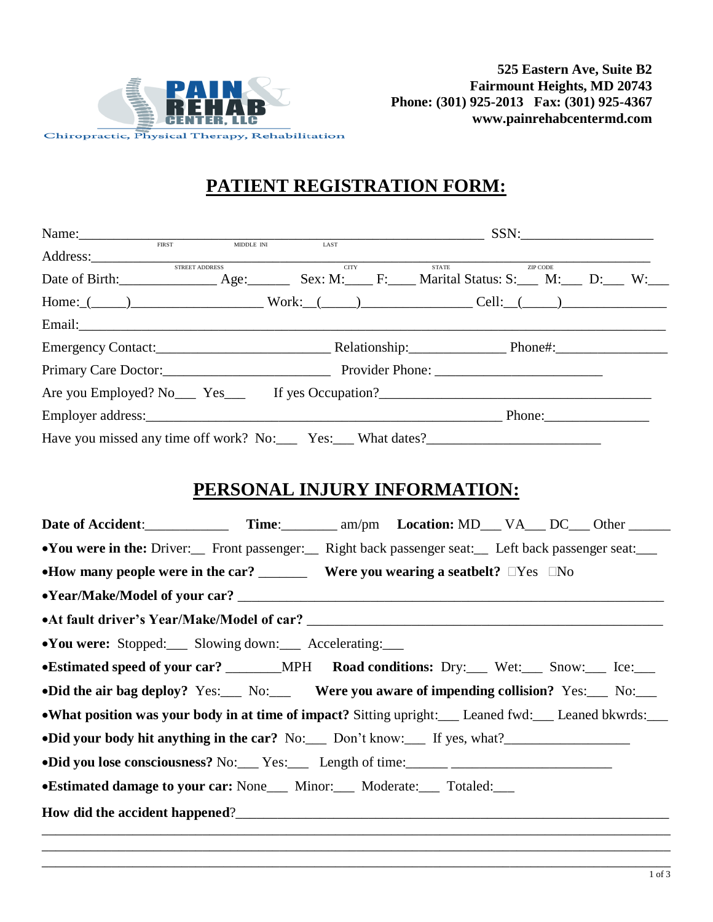PAIN & REHAB CENTER, LLC
Chiropractic, Physical Therapy, Rehabilitation

**525 Eastern Ave, Suite B2**
**Fairmount Heights, MD 20743**
**Phone: (301) 925-2013 Fax: (301) 925-4367**
**www.painrehabcentermd.com**

# PATIENT REGISTRATION FORM:

Name:_______________________________________________ SSN:___________________
FIRST MIDDLE INI LAST

Address:_____________________________________________________________________
STREET ADDRESS CITY STATE ZIP CODE

Date of Birth:_____________ Age:______ Sex: M:____ F:____ Marital Status: S:___ M:___ D:___ W:___

Home:_(_____)__________________ Work:__(_____)_______________ Cell:__(_____)______________

Email:________________________________________________________________________

Emergency Contact:________________________ Relationship:_____________ Phone#:________________

Primary Care Doctor:________________________ Provider Phone: ________________________

Are you Employed? No___ Yes___ If yes Occupation?_____________________________________

Employer address:__________________________________________________ Phone:_______________

Have you missed any time off work? No:___ Yes:___ What dates?________________________

# PERSONAL INJURY INFORMATION:

**Date of Accident**:____________ **Time**:________ am/pm **Location:** MD___ VA___ DC___ Other ______

- **You were in the:** Driver:__ Front passenger:__ Right back passenger seat:__ Left back passenger seat:___
- **How many people were in the car?** _______ **Were you wearing a seatbelt?** ☐Yes ☐No
- **Year/Make/Model of your car?** ____________________________________________________________
- **At fault driver's Year/Make/Model of car?** ________________________________________________
- **You were:** Stopped:___ Slowing down:___ Accelerating:___
- **Estimated speed of your car?** ________MPH **Road conditions:** Dry:___ Wet:___ Snow:___ Ice:___
- **Did the air bag deploy?** Yes:___ No:___ **Were you aware of impending collision?** Yes:___ No:___
- **What position was your body in at time of impact?** Sitting upright:___ Leaned fwd:___ Leaned bkwrds:___
- **Did your body hit anything in the car?** No:___ Don't know:___ If yes, what?_________________
- **Did you lose consciousness?** No:___ Yes:___ Length of time:______ _______________________
- **Estimated damage to your car:** None___ Minor:___ Moderate:___ Totaled:___

**How did the accident happened**?___________________________________________________________
_____________________________________________________________________________________
_____________________________________________________________________________________
_____________________________________________________________________________________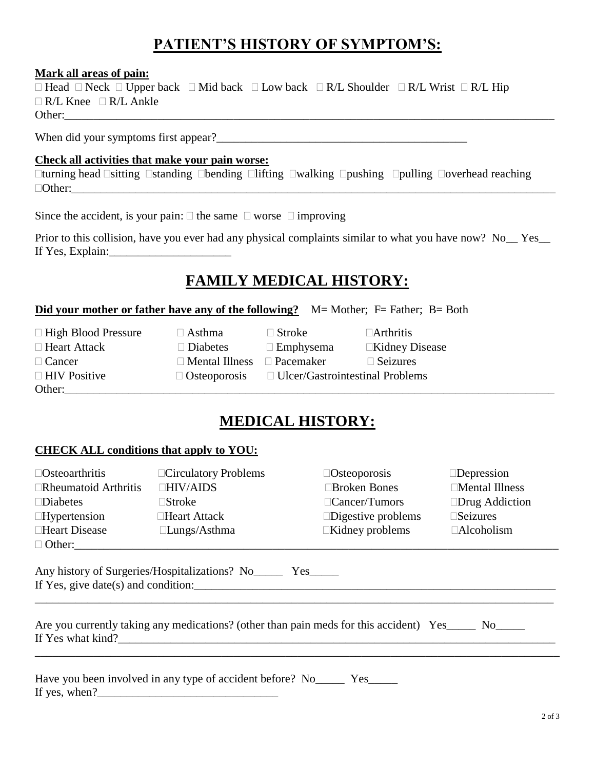# PATIENT'S HISTORY OF SYMPTOM'S:

**Mark all areas of pain:**

□ Head □ Neck □ Upper back □ Mid back □ Low back □ R/L Shoulder □ R/L Wrist □ R/L Hip
□ R/L Knee □ R/L Ankle
Other:\_\_\_\_\_\_\_\_\_\_\_\_\_\_\_\_\_\_\_\_\_\_\_\_\_\_\_\_\_\_\_\_\_\_\_\_\_\_\_\_\_\_\_\_\_\_\_\_\_\_\_\_\_\_\_\_\_\_\_\_\_\_\_\_\_\_\_\_\_\_\_\_\_\_\_\_\_\_

When did your symptoms first appear?\_\_\_\_\_\_\_\_\_\_\_\_\_\_\_\_\_\_\_\_\_\_\_\_\_\_\_\_\_\_\_\_\_\_\_\_\_\_\_\_\_\_\_\_

**Check all activities that make your pain worse:**

□turning head □sitting □standing □bending □lifting □walking □pushing □pulling □overhead reaching
□Other:\_\_\_\_\_\_\_\_\_\_\_\_\_\_\_\_\_\_\_\_\_\_\_\_\_\_\_\_\_\_\_\_\_\_\_\_\_\_\_\_\_\_\_\_\_\_\_\_\_\_\_\_\_\_\_\_\_\_\_\_\_\_\_\_\_\_\_\_\_\_\_\_\_\_\_\_\_\_

Since the accident, is your pain: □ the same □ worse □ improving

Prior to this collision, have you ever had any physical complaints similar to what you have now? No\_\_ Yes\_\_
If Yes, Explain:\_\_\_\_\_\_\_\_\_\_\_\_\_\_\_\_\_\_\_\_\_\_

# FAMILY MEDICAL HISTORY:

**Did your mother or father have any of the following?** M= Mother; F= Father; B= Both

□ High Blood Pressure □ Asthma □ Stroke □Arthritis
□ Heart Attack □ Diabetes □ Emphysema □Kidney Disease
□ Cancer □ Mental Illness □ Pacemaker □ Seizures
□ HIV Positive □ Osteoporosis □ Ulcer/Gastrointestinal Problems
Other:\_\_\_\_\_\_\_\_\_\_\_\_\_\_\_\_\_\_\_\_\_\_\_\_\_\_\_\_\_\_\_\_\_\_\_\_\_\_\_\_\_\_\_\_\_\_\_\_\_\_\_\_\_\_\_\_\_\_\_\_\_\_\_\_\_\_\_\_\_\_\_\_\_\_\_\_\_\_

# MEDICAL HISTORY:

**CHECK ALL conditions that apply to YOU:**

□Osteoarthritis □Circulatory Problems □Osteoporosis □Depression
□Rheumatoid Arthritis □HIV/AIDS □Broken Bones □Mental Illness
□Diabetes □Stroke □Cancer/Tumors □Drug Addiction
□Hypertension □Heart Attack □Digestive problems □Seizures
□Heart Disease □Lungs/Asthma □Kidney problems □Alcoholism
□ Other:\_\_\_\_\_\_\_\_\_\_\_\_\_\_\_\_\_\_\_\_\_\_\_\_\_\_\_\_\_\_\_\_\_\_\_\_\_\_\_\_\_\_\_\_\_\_\_\_\_\_\_\_\_\_\_\_\_\_\_\_\_\_\_\_\_\_\_\_\_\_\_\_\_\_\_\_\_\_

Any history of Surgeries/Hospitalizations? No\_\_\_\_\_ Yes\_\_\_\_\_
If Yes, give date(s) and condition:\_\_\_\_\_\_\_\_\_\_\_\_\_\_\_\_\_\_\_\_\_\_\_\_\_\_\_\_\_\_\_\_\_\_\_\_\_\_\_\_\_\_\_\_\_\_\_\_\_\_\_\_\_\_\_\_\_\_\_\_\_
\_\_\_\_\_\_\_\_\_\_\_\_\_\_\_\_\_\_\_\_\_\_\_\_\_\_\_\_\_\_\_\_\_\_\_\_\_\_\_\_\_\_\_\_\_\_\_\_\_\_\_\_\_\_\_\_\_\_\_\_\_\_\_\_\_\_\_\_\_\_\_\_\_\_\_\_\_\_\_\_\_\_\_\_

Are you currently taking any medications? (other than pain meds for this accident) Yes\_\_\_\_\_ No\_\_\_\_\_
If Yes what kind?\_\_\_\_\_\_\_\_\_\_\_\_\_\_\_\_\_\_\_\_\_\_\_\_\_\_\_\_\_\_\_\_\_\_\_\_\_\_\_\_\_\_\_\_\_\_\_\_\_\_\_\_\_\_\_\_\_\_\_\_\_\_\_\_\_\_\_\_\_\_\_
\_\_\_\_\_\_\_\_\_\_\_\_\_\_\_\_\_\_\_\_\_\_\_\_\_\_\_\_\_\_\_\_\_\_\_\_\_\_\_\_\_\_\_\_\_\_\_\_\_\_\_\_\_\_\_\_\_\_\_\_\_\_\_\_\_\_\_\_\_\_\_\_\_\_\_\_\_\_\_\_\_\_\_\_

Have you been involved in any type of accident before? No\_\_\_\_\_ Yes\_\_\_\_\_
If yes, when?\_\_\_\_\_\_\_\_\_\_\_\_\_\_\_\_\_\_\_\_\_\_\_\_\_\_\_\_\_\_\_\_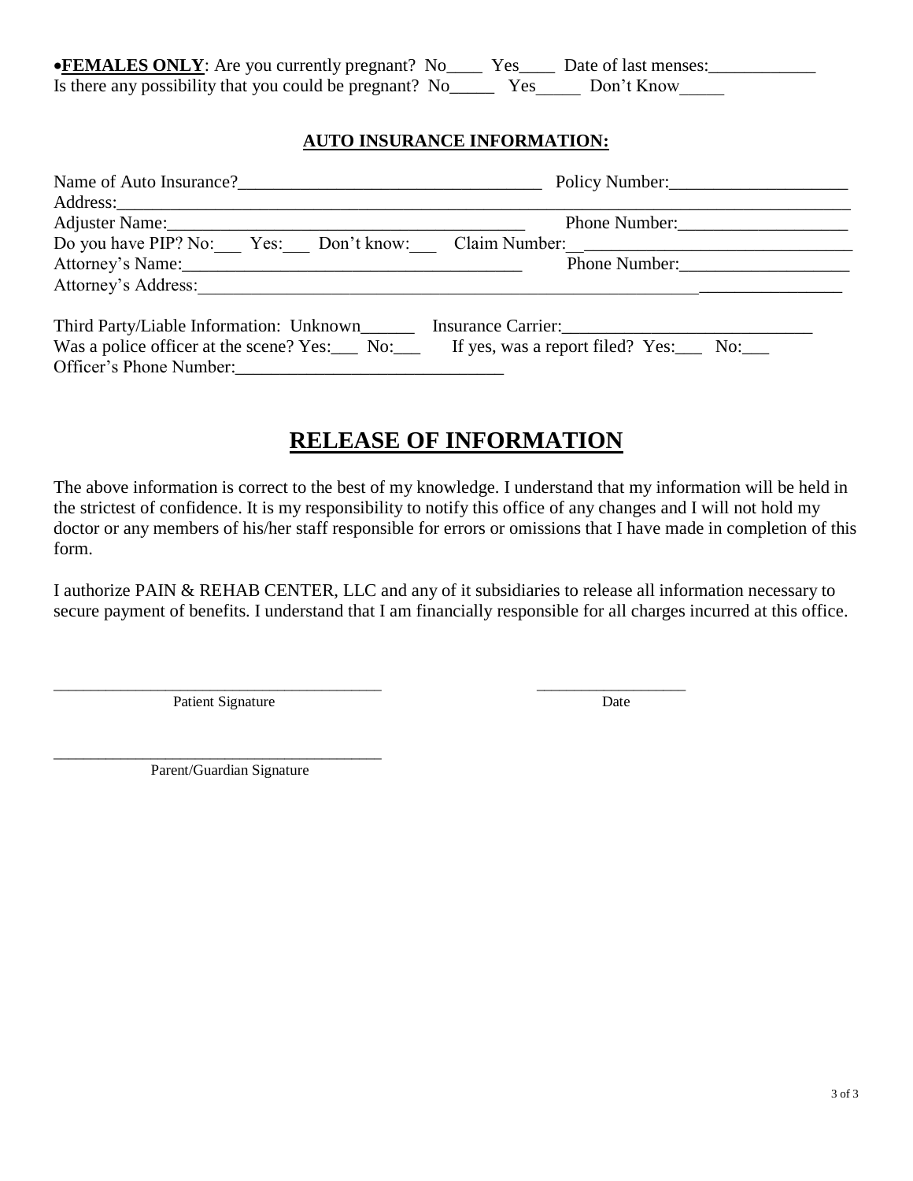•**FEMALES ONLY**: Are you currently pregnant? No____ Yes____ Date of last menses:____________

Is there any possibility that you could be pregnant? No_____ Yes_____ Don't Know_____

**AUTO INSURANCE INFORMATION:**

Name of Auto Insurance?__________________________________ Policy Number:____________________

Address:_______________________________________________________________________________

Adjuster Name:________________________________________ Phone Number:___________________

Do you have PIP? No:___ Yes:___ Don't know:___ Claim Number:_______________________________

Attorney's Name:_____________________________________ Phone Number:___________________

Attorney's Address:_____________________________________________________________________

Third Party/Liable Information: Unknown______ Insurance Carrier:____________________________

Was a police officer at the scene? Yes:___ No:___ If yes, was a report filed? Yes:___ No:___

Officer's Phone Number:______________________________

# RELEASE OF INFORMATION

The above information is correct to the best of my knowledge. I understand that my information will be held in the strictest of confidence. It is my responsibility to notify this office of any changes and I will not hold my doctor or any members of his/her staff responsible for errors or omissions that I have made in completion of this form.

I authorize PAIN & REHAB CENTER, LLC and any of it subsidiaries to release all information necessary to secure payment of benefits. I understand that I am financially responsible for all charges incurred at this office.

_________________________________________ __________________

Patient Signature Date

_________________________________________

Parent/Guardian Signature